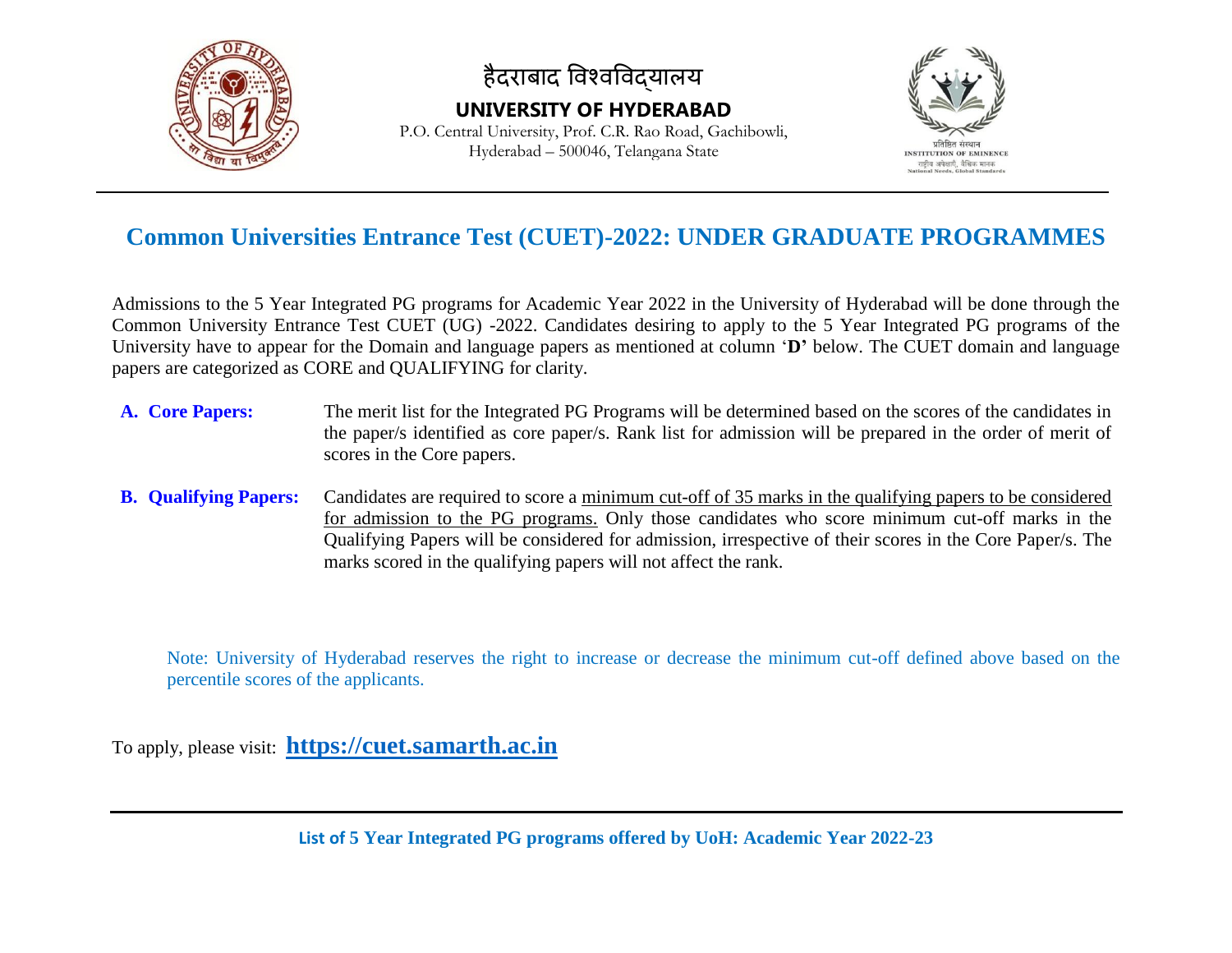हैदराबाद विश्वविद्यालय

**UNIVERSITY OF HYDERABAD**

P.O. Central University, Prof. C.R. Rao Road, Gachibowli, Hyderabad – 500046, Telangana State

प्रतिष्ठित संस्थान
INSTITUTION OF EMINENCE
राष्ट्रीय अपेक्षाएँ, वैश्विक मानक
National Needs, Global Standards

# Common Universities Entrance Test (CUET)-2022: UNDER GRADUATE PROGRAMMES

Admissions to the 5 Year Integrated PG programs for Academic Year 2022 in the University of Hyderabad will be done through the Common University Entrance Test CUET (UG) -2022. Candidates desiring to apply to the 5 Year Integrated PG programs of the University have to appear for the Domain and language papers as mentioned at column '**D'** below. The CUET domain and language papers are categorized as CORE and QUALIFYING for clarity.

**A. Core Papers:** The merit list for the Integrated PG Programs will be determined based on the scores of the candidates in the paper/s identified as core paper/s. Rank list for admission will be prepared in the order of merit of scores in the Core papers.

**B. Qualifying Papers:** Candidates are required to score a minimum cut-off of 35 marks in the qualifying papers to be considered for admission to the PG programs. Only those candidates who score minimum cut-off marks in the Qualifying Papers will be considered for admission, irrespective of their scores in the Core Paper/s. The marks scored in the qualifying papers will not affect the rank.

Note: University of Hyderabad reserves the right to increase or decrease the minimum cut-off defined above based on the percentile scores of the applicants.

To apply, please visit: **https://cuet.samarth.ac.in**

**List of 5 Year Integrated PG programs offered by UoH: Academic Year 2022-23**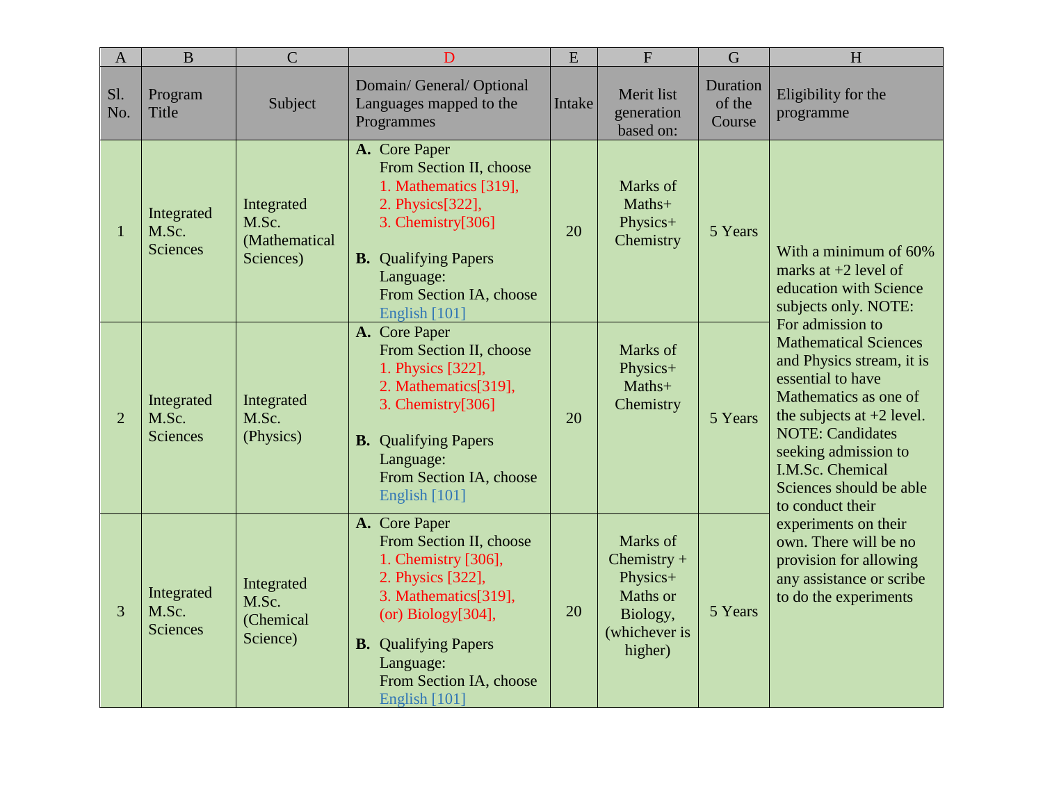| A | B | C | D | E | F | G | H |
|---|---|---|---|---|---|---|---|
| Sl. No. | Program Title | Subject | Domain/ General/ Optional Languages mapped to the Programmes | Intake | Merit list generation based on: | Duration of the Course | Eligibility for the programme |
| 1 | Integrated M.Sc. Sciences | Integrated M.Sc. (Mathematical Sciences) | **A.** Core Paper From Section II, choose 1. Mathematics [319], 2. Physics[322], 3. Chemistry[306] **B.** Qualifying Papers Language: From Section IA, choose English [101] | 20 | Marks of Maths+ Physics+ Chemistry | 5 Years | With a minimum of 60% marks at +2 level of education with Science subjects only. NOTE: For admission to Mathematical Sciences and Physics stream, it is essential to have Mathematics as one of the subjects at +2 level. NOTE: Candidates seeking admission to I.M.Sc. Chemical Sciences should be able to conduct their experiments on their own. There will be no provision for allowing any assistance or scribe to do the experiments |
| 2 | Integrated M.Sc. Sciences | Integrated M.Sc. (Physics) | **A.** Core Paper From Section II, choose 1. Physics [322], 2. Mathematics[319], 3. Chemistry[306] **B.** Qualifying Papers Language: From Section IA, choose English [101] | 20 | Marks of Physics+ Maths+ Chemistry | 5 Years | |
| 3 | Integrated M.Sc. Sciences | Integrated M.Sc. (Chemical Science) | **A.** Core Paper From Section II, choose 1. Chemistry [306], 2. Physics [322], 3. Mathematics[319], (or) Biology[304], **B.** Qualifying Papers Language: From Section IA, choose English [101] | 20 | Marks of Chemistry + Physics+ Maths or Biology, (whichever is higher) | 5 Years | |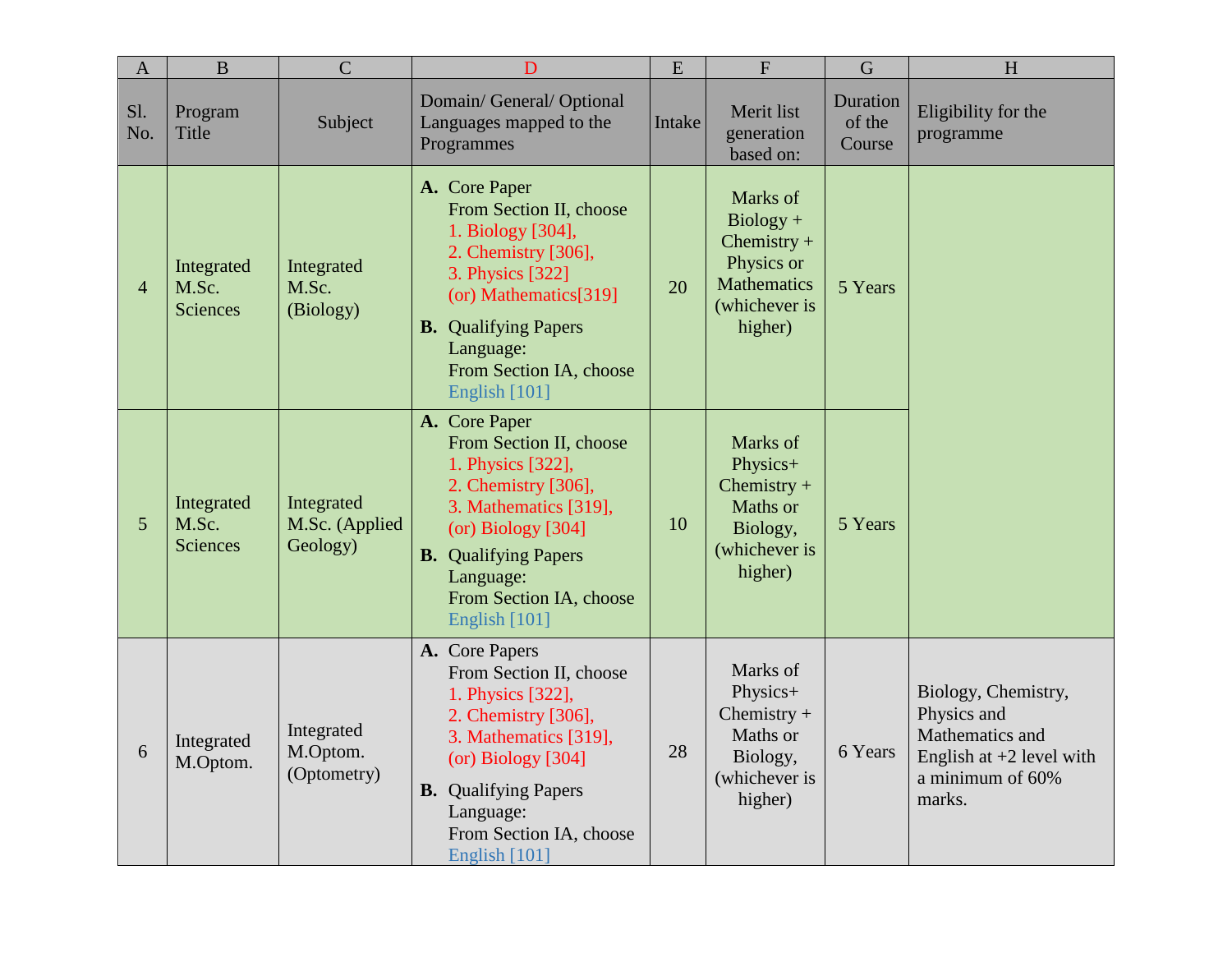| A | B | C | D | E | F | G | H |
|---|---|---|---|---|---|---|---|
| Sl. No. | Program Title | Subject | Domain/ General/ Optional Languages mapped to the Programmes | Intake | Merit list generation based on: | Duration of the Course | Eligibility for the programme |
| 4 | Integrated M.Sc. Sciences | Integrated M.Sc. (Biology) | **A.** Core Paper From Section II, choose 1. Biology [304], 2. Chemistry [306], 3. Physics [322] (or) Mathematics[319] **B.** Qualifying Papers Language: From Section IA, choose English [101] | 20 | Marks of Biology + Chemistry + Physics or Mathematics (whichever is higher) | 5 Years | |
| 5 | Integrated M.Sc. Sciences | Integrated M.Sc. (Applied Geology) | **A.** Core Paper From Section II, choose 1. Physics [322], 2. Chemistry [306], 3. Mathematics [319], (or) Biology [304] **B.** Qualifying Papers Language: From Section IA, choose English [101] | 10 | Marks of Physics+ Chemistry + Maths or Biology, (whichever is higher) | 5 Years | |
| 6 | Integrated M.Optom. | Integrated M.Optom. (Optometry) | **A.** Core Papers From Section II, choose 1. Physics [322], 2. Chemistry [306], 3. Mathematics [319], (or) Biology [304] **B.** Qualifying Papers Language: From Section IA, choose English [101] | 28 | Marks of Physics+ Chemistry + Maths or Biology, (whichever is higher) | 6 Years | Biology, Chemistry, Physics and Mathematics and English at +2 level with a minimum of 60% marks. |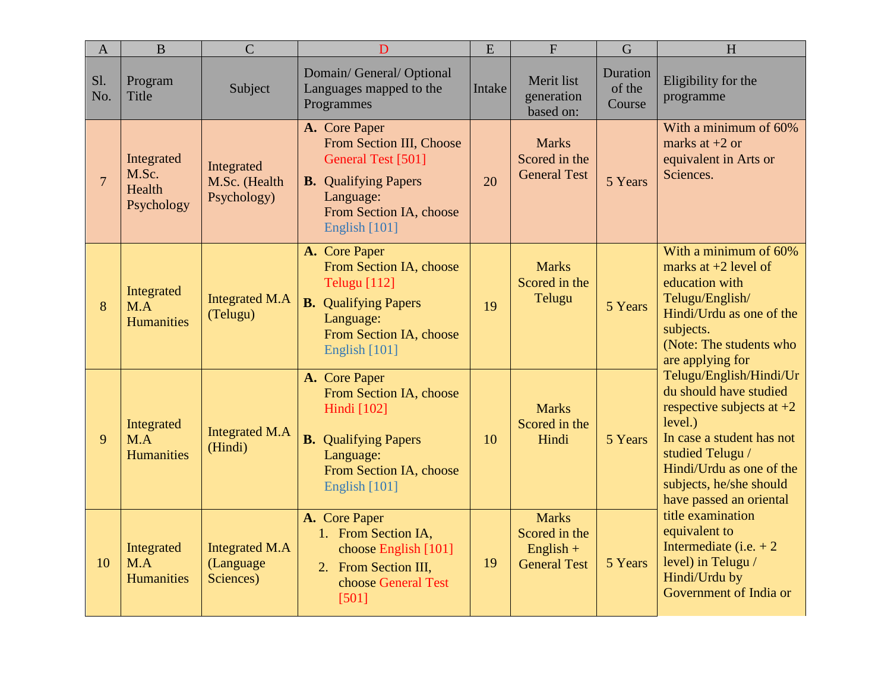| A | B | C | D | E | F | G | H |
|---|---|---|---|---|---|---|---|
| Sl. No. | Program Title | Subject | Domain/ General/ Optional Languages mapped to the Programmes | Intake | Merit list generation based on: | Duration of the Course | Eligibility for the programme |
| 7 | Integrated M.Sc. Health Psychology | Integrated M.Sc. (Health Psychology) | **A.** Core Paper From Section III, Choose General Test [501] **B.** Qualifying Papers Language: From Section IA, choose English [101] | 20 | Marks Scored in the General Test | 5 Years | With a minimum of 60% marks at +2 or equivalent in Arts or Sciences. |
| 8 | Integrated M.A Humanities | Integrated M.A (Telugu) | **A.** Core Paper From Section IA, choose Telugu [112] **B.** Qualifying Papers Language: From Section IA, choose English [101] | 19 | Marks Scored in the Telugu | 5 Years | With a minimum of 60% marks at +2 level of education with Telugu/English/ Hindi/Urdu as one of the subjects. (Note: The students who are applying for Telugu/English/Hindi/Urdu should have studied respective subjects at +2 level.) In case a student has not studied Telugu / Hindi/Urdu as one of the subjects, he/she should have passed an oriental title examination equivalent to Intermediate (i.e. + 2 level) in Telugu / Hindi/Urdu by Government of India or |
| 9 | Integrated M.A Humanities | Integrated M.A (Hindi) | **A.** Core Paper From Section IA, choose Hindi [102] **B.** Qualifying Papers Language: From Section IA, choose English [101] | 10 | Marks Scored in the Hindi | 5 Years | |
| 10 | Integrated M.A Humanities | Integrated M.A (Language Sciences) | **A.** Core Paper 1. From Section IA, choose English [101] 2. From Section III, choose General Test [501] | 19 | Marks Scored in the English + General Test | 5 Years | |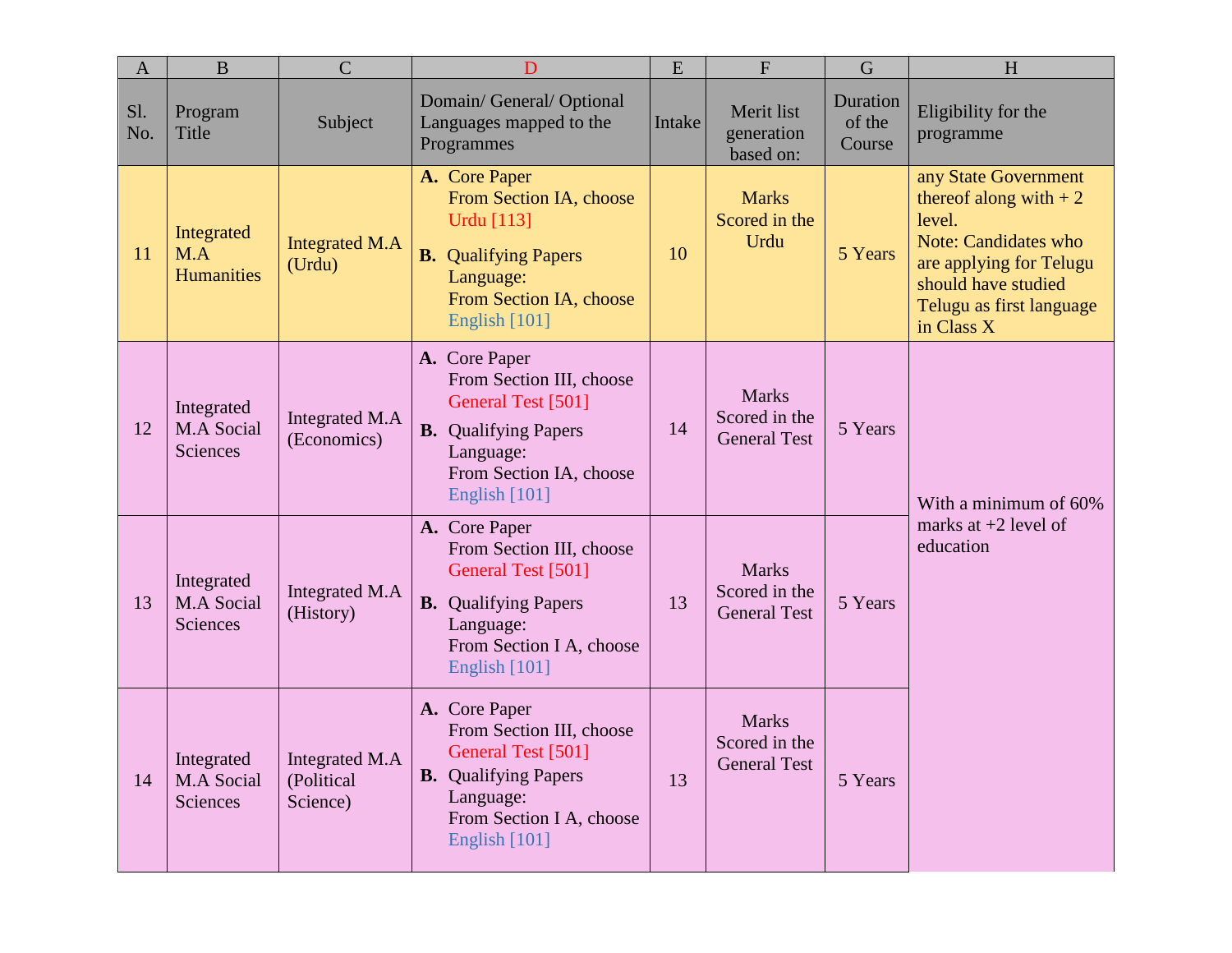| A | B | C | D | E | F | G | H |
|---|---|---|---|---|---|---|---|
| Sl. No. | Program Title | Subject | Domain/ General/ Optional Languages mapped to the Programmes | Intake | Merit list generation based on: | Duration of the Course | Eligibility for the programme |
| 11 | Integrated M.A Humanities | Integrated M.A (Urdu) | **A.** Core Paper From Section IA, choose Urdu [113] **B.** Qualifying Papers Language: From Section IA, choose English [101] | 10 | Marks Scored in the Urdu | 5 Years | any State Government thereof along with + 2 level. Note: Candidates who are applying for Telugu should have studied Telugu as first language in Class X |
| 12 | Integrated M.A Social Sciences | Integrated M.A (Economics) | **A.** Core Paper From Section III, choose General Test [501] **B.** Qualifying Papers Language: From Section IA, choose English [101] | 14 | Marks Scored in the General Test | 5 Years | With a minimum of 60% marks at +2 level of education |
| 13 | Integrated M.A Social Sciences | Integrated M.A (History) | **A.** Core Paper From Section III, choose General Test [501] **B.** Qualifying Papers Language: From Section I A, choose English [101] | 13 | Marks Scored in the General Test | 5 Years | |
| 14 | Integrated M.A Social Sciences | Integrated M.A (Political Science) | **A.** Core Paper From Section III, choose General Test [501] **B.** Qualifying Papers Language: From Section I A, choose English [101] | 13 | Marks Scored in the General Test | 5 Years | |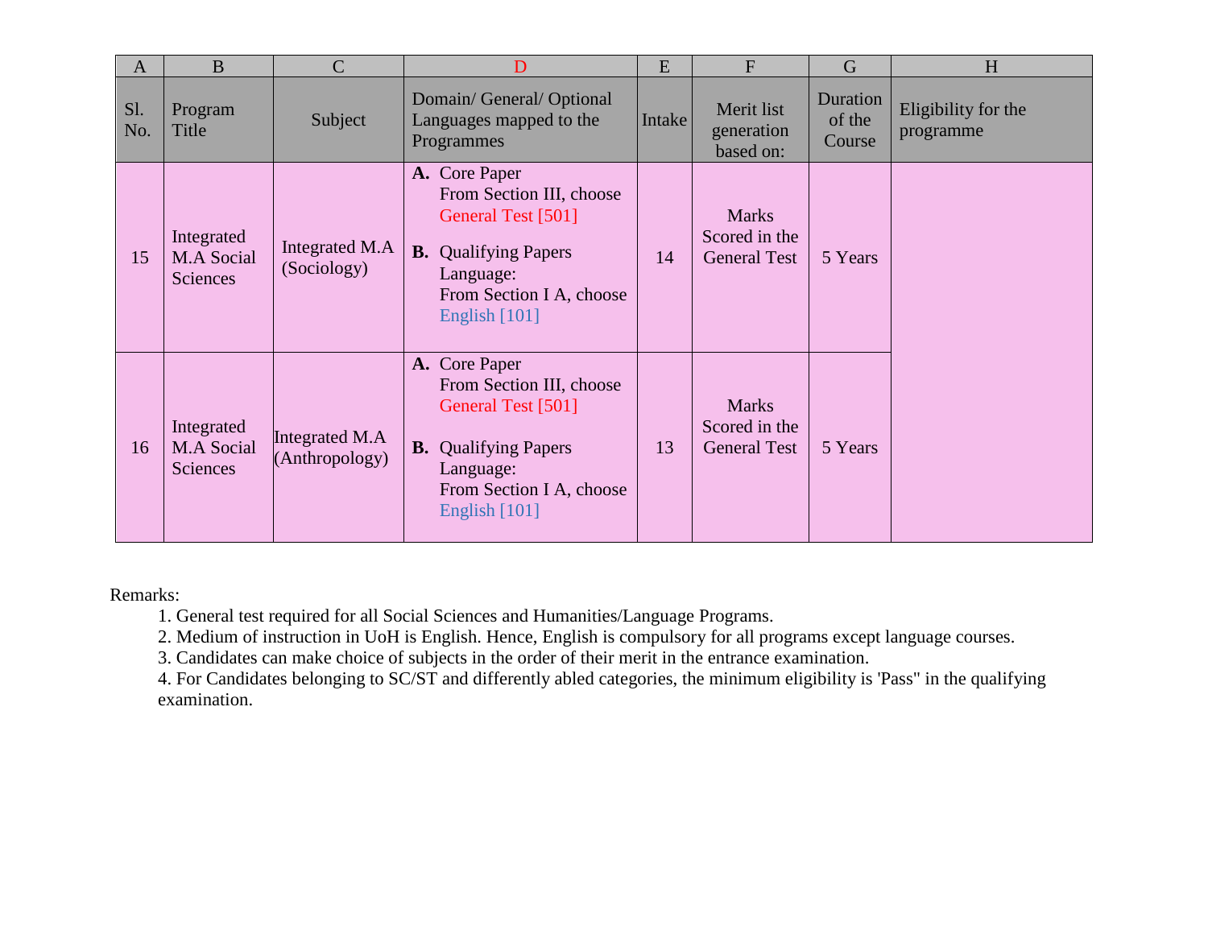| A | B | C | D | E | F | G | H |
|---|---|---|---|---|---|---|---|
| Sl. No. | Program Title | Subject | Domain/ General/ Optional Languages mapped to the Programmes | Intake | Merit list generation based on: | Duration of the Course | Eligibility for the programme |
| 15 | Integrated M.A Social Sciences | Integrated M.A (Sociology) | **A.** Core Paper From Section III, choose General Test [501] **B.** Qualifying Papers Language: From Section I A, choose English [101] | 14 | Marks Scored in the General Test | 5 Years | |
| 16 | Integrated M.A Social Sciences | Integrated M.A (Anthropology) | **A.** Core Paper From Section III, choose General Test [501] **B.** Qualifying Papers Language: From Section I A, choose English [101] | 13 | Marks Scored in the General Test | 5 Years | |

Remarks:

1. General test required for all Social Sciences and Humanities/Language Programs.
2. Medium of instruction in UoH is English. Hence, English is compulsory for all programs except language courses.
3. Candidates can make choice of subjects in the order of their merit in the entrance examination.
4. For Candidates belonging to SC/ST and differently abled categories, the minimum eligibility is 'Pass" in the qualifying examination.